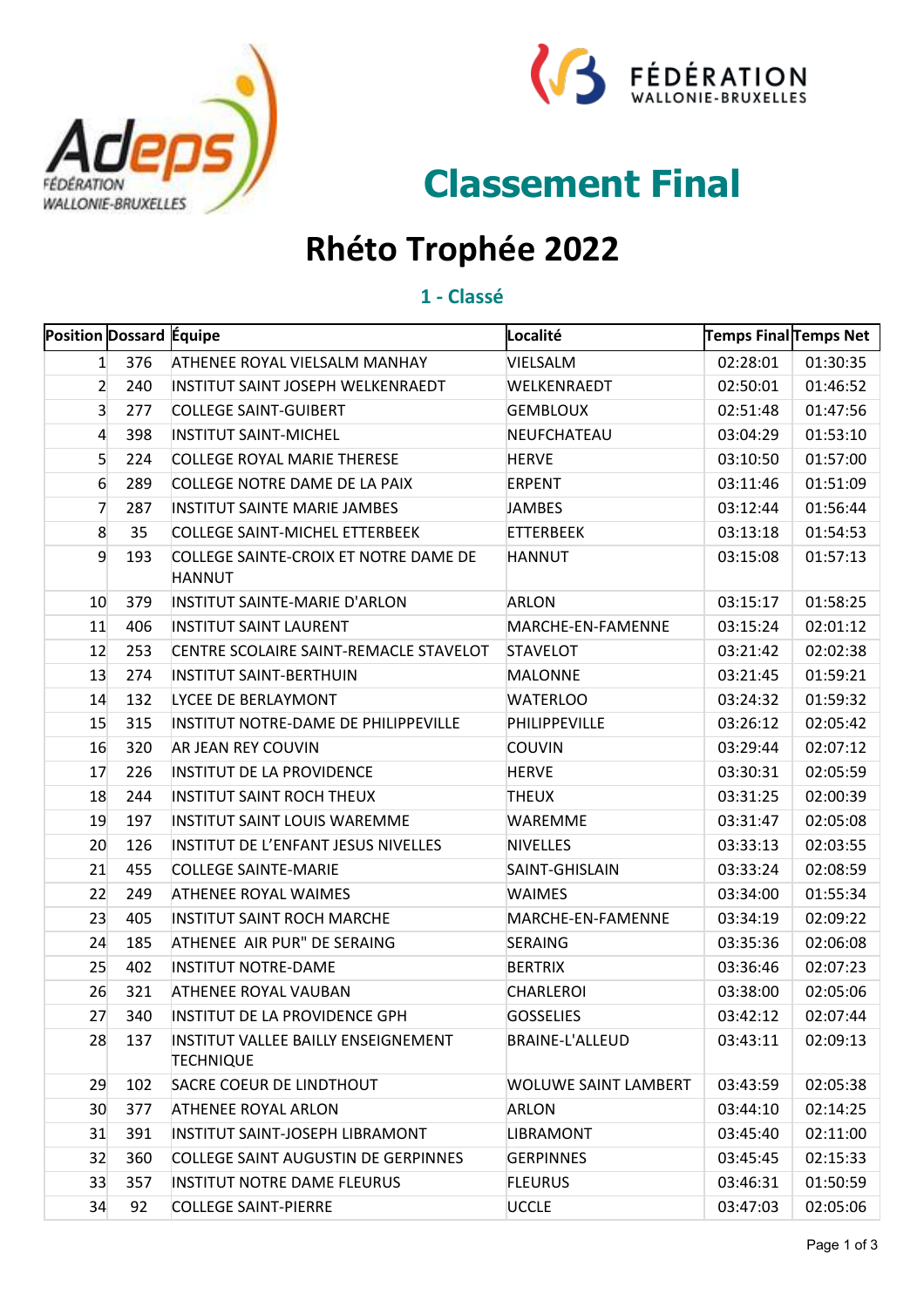# Classement Final

# Rhéto Trophée 2022

## 1 - Classé

| Position | Dossard | Équipe | Localité | Temps Final | Temps Net |
|---|---|---|---|---|---|
| 1 | 376 | ATHENEE ROYAL VIELSALM MANHAY | VIELSALM | 02:28:01 | 01:30:35 |
| 2 | 240 | INSTITUT SAINT JOSEPH WELKENRAEDT | WELKENRAEDT | 02:50:01 | 01:46:52 |
| 3 | 277 | COLLEGE SAINT-GUIBERT | GEMBLOUX | 02:51:48 | 01:47:56 |
| 4 | 398 | INSTITUT SAINT-MICHEL | NEUFCHATEAU | 03:04:29 | 01:53:10 |
| 5 | 224 | COLLEGE ROYAL MARIE THERESE | HERVE | 03:10:50 | 01:57:00 |
| 6 | 289 | COLLEGE NOTRE DAME DE LA PAIX | ERPENT | 03:11:46 | 01:51:09 |
| 7 | 287 | INSTITUT SAINTE MARIE JAMBES | JAMBES | 03:12:44 | 01:56:44 |
| 8 | 35 | COLLEGE SAINT-MICHEL ETTERBEEK | ETTERBEEK | 03:13:18 | 01:54:53 |
| 9 | 193 | COLLEGE SAINTE-CROIX ET NOTRE DAME DE HANNUT | HANNUT | 03:15:08 | 01:57:13 |
| 10 | 379 | INSTITUT SAINTE-MARIE D'ARLON | ARLON | 03:15:17 | 01:58:25 |
| 11 | 406 | INSTITUT SAINT LAURENT | MARCHE-EN-FAMENNE | 03:15:24 | 02:01:12 |
| 12 | 253 | CENTRE SCOLAIRE SAINT-REMACLE STAVELOT | STAVELOT | 03:21:42 | 02:02:38 |
| 13 | 274 | INSTITUT SAINT-BERTHUIN | MALONNE | 03:21:45 | 01:59:21 |
| 14 | 132 | LYCEE DE BERLAYMONT | WATERLOO | 03:24:32 | 01:59:32 |
| 15 | 315 | INSTITUT NOTRE-DAME DE PHILIPPEVILLE | PHILIPPEVILLE | 03:26:12 | 02:05:42 |
| 16 | 320 | AR JEAN REY COUVIN | COUVIN | 03:29:44 | 02:07:12 |
| 17 | 226 | INSTITUT DE LA PROVIDENCE | HERVE | 03:30:31 | 02:05:59 |
| 18 | 244 | INSTITUT SAINT ROCH THEUX | THEUX | 03:31:25 | 02:00:39 |
| 19 | 197 | INSTITUT SAINT LOUIS WAREMME | WAREMME | 03:31:47 | 02:05:08 |
| 20 | 126 | INSTITUT DE L'ENFANT JESUS NIVELLES | NIVELLES | 03:33:13 | 02:03:55 |
| 21 | 455 | COLLEGE SAINTE-MARIE | SAINT-GHISLAIN | 03:33:24 | 02:08:59 |
| 22 | 249 | ATHENEE ROYAL WAIMES | WAIMES | 03:34:00 | 01:55:34 |
| 23 | 405 | INSTITUT SAINT ROCH MARCHE | MARCHE-EN-FAMENNE | 03:34:19 | 02:09:22 |
| 24 | 185 | ATHENEE  AIR PUR" DE SERAING | SERAING | 03:35:36 | 02:06:08 |
| 25 | 402 | INSTITUT NOTRE-DAME | BERTRIX | 03:36:46 | 02:07:23 |
| 26 | 321 | ATHENEE ROYAL VAUBAN | CHARLEROI | 03:38:00 | 02:05:06 |
| 27 | 340 | INSTITUT DE LA PROVIDENCE GPH | GOSSELIES | 03:42:12 | 02:07:44 |
| 28 | 137 | INSTITUT VALLEE BAILLY ENSEIGNEMENT TECHNIQUE | BRAINE-L'ALLEUD | 03:43:11 | 02:09:13 |
| 29 | 102 | SACRE COEUR DE LINDTHOUT | WOLUWE SAINT LAMBERT | 03:43:59 | 02:05:38 |
| 30 | 377 | ATHENEE ROYAL ARLON | ARLON | 03:44:10 | 02:14:25 |
| 31 | 391 | INSTITUT SAINT-JOSEPH LIBRAMONT | LIBRAMONT | 03:45:40 | 02:11:00 |
| 32 | 360 | COLLEGE SAINT AUGUSTIN DE GERPINNES | GERPINNES | 03:45:45 | 02:15:33 |
| 33 | 357 | INSTITUT NOTRE DAME FLEURUS | FLEURUS | 03:46:31 | 01:50:59 |
| 34 | 92 | COLLEGE SAINT-PIERRE | UCCLE | 03:47:03 | 02:05:06 |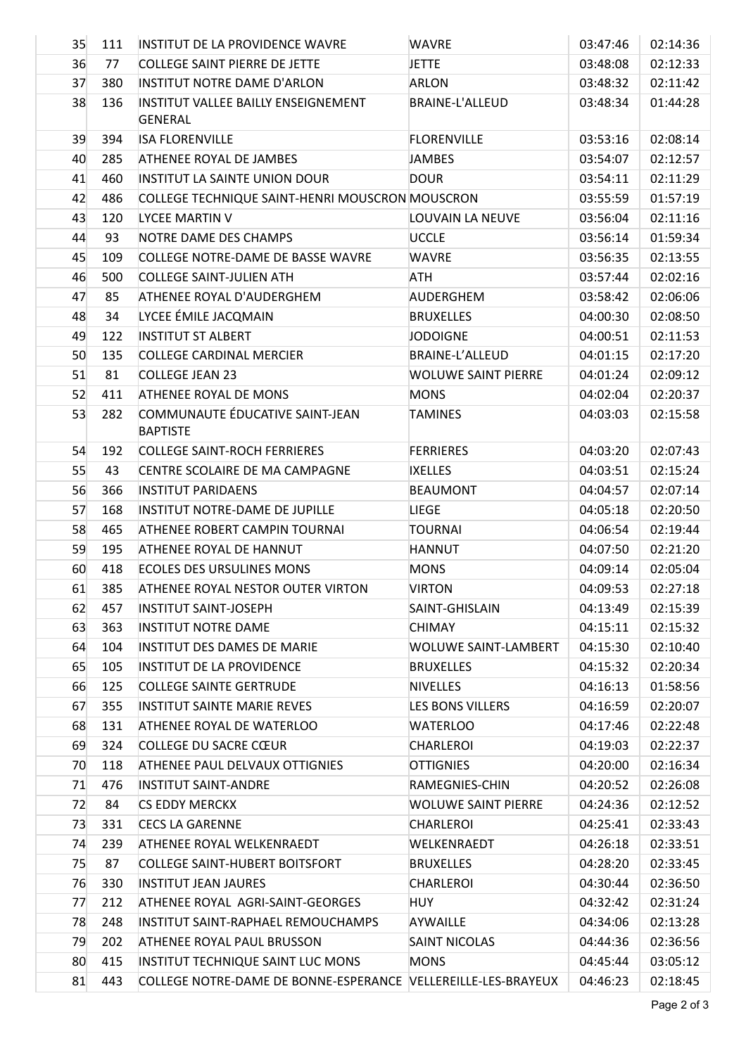| 35 | 111 | INSTITUT DE LA PROVIDENCE WAVRE | WAVRE | 03:47:46 | 02:14:36 |
|---|---|---|---|---|---|
| 36 | 77 | COLLEGE SAINT PIERRE DE JETTE | JETTE | 03:48:08 | 02:12:33 |
| 37 | 380 | INSTITUT NOTRE DAME D'ARLON | ARLON | 03:48:32 | 02:11:42 |
| 38 | 136 | INSTITUT VALLEE BAILLY ENSEIGNEMENT GENERAL | BRAINE-L'ALLEUD | 03:48:34 | 01:44:28 |
| 39 | 394 | ISA FLORENVILLE | FLORENVILLE | 03:53:16 | 02:08:14 |
| 40 | 285 | ATHENEE ROYAL DE JAMBES | JAMBES | 03:54:07 | 02:12:57 |
| 41 | 460 | INSTITUT LA SAINTE UNION DOUR | DOUR | 03:54:11 | 02:11:29 |
| 42 | 486 | COLLEGE TECHNIQUE SAINT-HENRI MOUSCRON | MOUSCRON | 03:55:59 | 01:57:19 |
| 43 | 120 | LYCEE MARTIN V | LOUVAIN LA NEUVE | 03:56:04 | 02:11:16 |
| 44 | 93 | NOTRE DAME DES CHAMPS | UCCLE | 03:56:14 | 01:59:34 |
| 45 | 109 | COLLEGE NOTRE-DAME DE BASSE WAVRE | WAVRE | 03:56:35 | 02:13:55 |
| 46 | 500 | COLLEGE SAINT-JULIEN ATH | ATH | 03:57:44 | 02:02:16 |
| 47 | 85 | ATHENEE ROYAL D'AUDERGHEM | AUDERGHEM | 03:58:42 | 02:06:06 |
| 48 | 34 | LYCEE ÉMILE JACQMAIN | BRUXELLES | 04:00:30 | 02:08:50 |
| 49 | 122 | INSTITUT ST ALBERT | JODOIGNE | 04:00:51 | 02:11:53 |
| 50 | 135 | COLLEGE CARDINAL MERCIER | BRAINE-L'ALLEUD | 04:01:15 | 02:17:20 |
| 51 | 81 | COLLEGE JEAN 23 | WOLUWE SAINT PIERRE | 04:01:24 | 02:09:12 |
| 52 | 411 | ATHENEE ROYAL DE MONS | MONS | 04:02:04 | 02:20:37 |
| 53 | 282 | COMMUNAUTE ÉDUCATIVE SAINT-JEAN BAPTISTE | TAMINES | 04:03:03 | 02:15:58 |
| 54 | 192 | COLLEGE SAINT-ROCH FERRIERES | FERRIERES | 04:03:20 | 02:07:43 |
| 55 | 43 | CENTRE SCOLAIRE DE MA CAMPAGNE | IXELLES | 04:03:51 | 02:15:24 |
| 56 | 366 | INSTITUT PARIDAENS | BEAUMONT | 04:04:57 | 02:07:14 |
| 57 | 168 | INSTITUT NOTRE-DAME DE JUPILLE | LIEGE | 04:05:18 | 02:20:50 |
| 58 | 465 | ATHENEE ROBERT CAMPIN TOURNAI | TOURNAI | 04:06:54 | 02:19:44 |
| 59 | 195 | ATHENEE ROYAL DE HANNUT | HANNUT | 04:07:50 | 02:21:20 |
| 60 | 418 | ECOLES DES URSULINES MONS | MONS | 04:09:14 | 02:05:04 |
| 61 | 385 | ATHENEE ROYAL NESTOR OUTER VIRTON | VIRTON | 04:09:53 | 02:27:18 |
| 62 | 457 | INSTITUT SAINT-JOSEPH | SAINT-GHISLAIN | 04:13:49 | 02:15:39 |
| 63 | 363 | INSTITUT NOTRE DAME | CHIMAY | 04:15:11 | 02:15:32 |
| 64 | 104 | INSTITUT DES DAMES DE MARIE | WOLUWE SAINT-LAMBERT | 04:15:30 | 02:10:40 |
| 65 | 105 | INSTITUT DE LA PROVIDENCE | BRUXELLES | 04:15:32 | 02:20:34 |
| 66 | 125 | COLLEGE SAINTE GERTRUDE | NIVELLES | 04:16:13 | 01:58:56 |
| 67 | 355 | INSTITUT SAINTE MARIE REVES | LES BONS VILLERS | 04:16:59 | 02:20:07 |
| 68 | 131 | ATHENEE ROYAL DE WATERLOO | WATERLOO | 04:17:46 | 02:22:48 |
| 69 | 324 | COLLEGE DU SACRE CŒUR | CHARLEROI | 04:19:03 | 02:22:37 |
| 70 | 118 | ATHENEE PAUL DELVAUX OTTIGNIES | OTTIGNIES | 04:20:00 | 02:16:34 |
| 71 | 476 | INSTITUT SAINT-ANDRE | RAMEGNIES-CHIN | 04:20:52 | 02:26:08 |
| 72 | 84 | CS EDDY MERCKX | WOLUWE SAINT PIERRE | 04:24:36 | 02:12:52 |
| 73 | 331 | CECS LA GARENNE | CHARLEROI | 04:25:41 | 02:33:43 |
| 74 | 239 | ATHENEE ROYAL WELKENRAEDT | WELKENRAEDT | 04:26:18 | 02:33:51 |
| 75 | 87 | COLLEGE SAINT-HUBERT BOITSFORT | BRUXELLES | 04:28:20 | 02:33:45 |
| 76 | 330 | INSTITUT JEAN JAURES | CHARLEROI | 04:30:44 | 02:36:50 |
| 77 | 212 | ATHENEE ROYAL AGRI-SAINT-GEORGES | HUY | 04:32:42 | 02:31:24 |
| 78 | 248 | INSTITUT SAINT-RAPHAEL REMOUCHAMPS | AYWAILLE | 04:34:06 | 02:13:28 |
| 79 | 202 | ATHENEE ROYAL PAUL BRUSSON | SAINT NICOLAS | 04:44:36 | 02:36:56 |
| 80 | 415 | INSTITUT TECHNIQUE SAINT LUC MONS | MONS | 04:45:44 | 03:05:12 |
| 81 | 443 | COLLEGE NOTRE-DAME DE BONNE-ESPERANCE | VELLEREILLE-LES-BRAYEUX | 04:46:23 | 02:18:45 |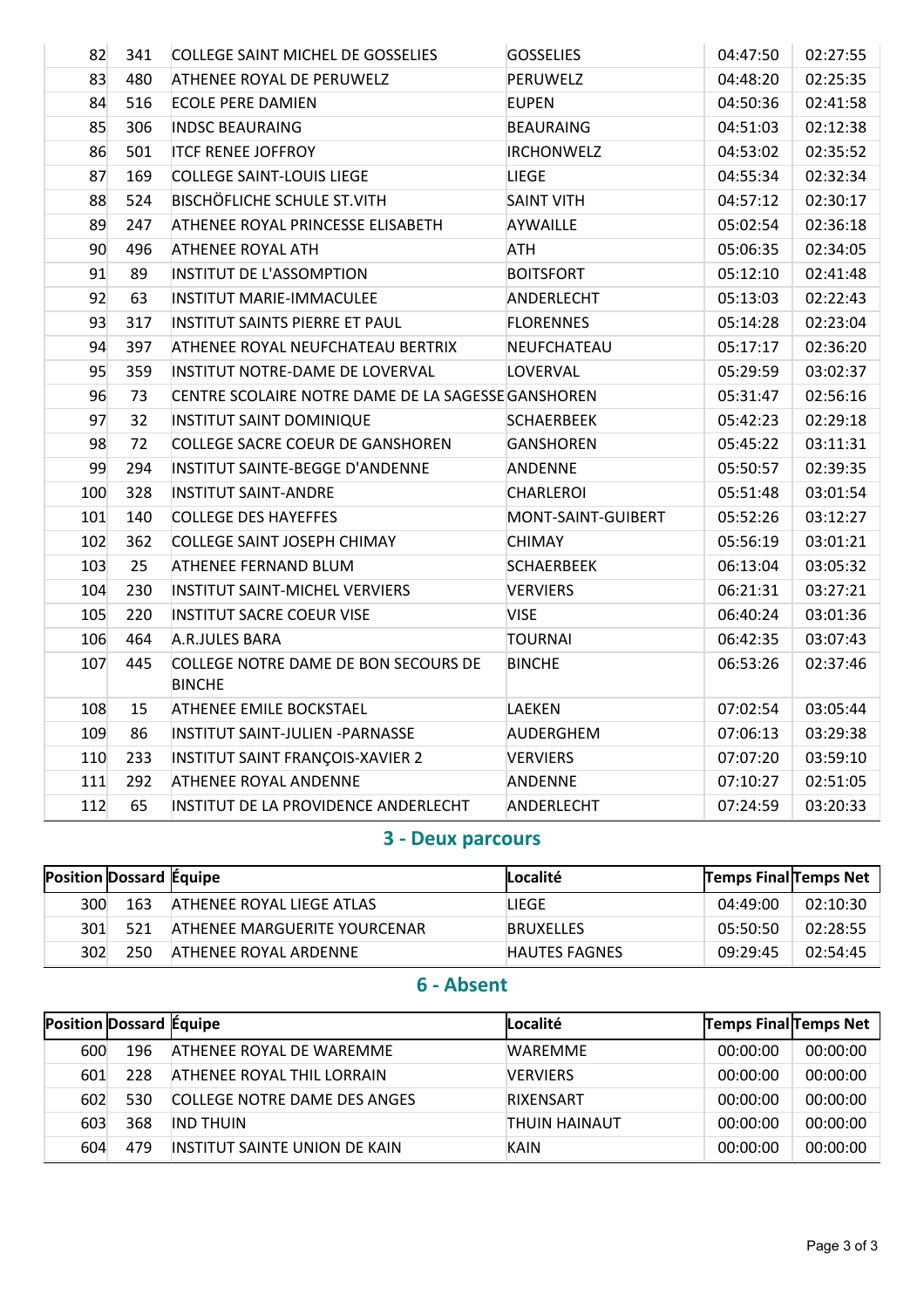| | | | | | |
|---|---|---|---|---|---|
| 82 | 341 | COLLEGE SAINT MICHEL DE GOSSELIES | GOSSELIES | 04:47:50 | 02:27:55 |
| 83 | 480 | ATHENEE ROYAL DE PERUWELZ | PERUWELZ | 04:48:20 | 02:25:35 |
| 84 | 516 | ECOLE PERE DAMIEN | EUPEN | 04:50:36 | 02:41:58 |
| 85 | 306 | INDSC BEAURAING | BEAURAING | 04:51:03 | 02:12:38 |
| 86 | 501 | ITCF RENEE JOFFROY | IRCHONWELZ | 04:53:02 | 02:35:52 |
| 87 | 169 | COLLEGE SAINT-LOUIS LIEGE | LIEGE | 04:55:34 | 02:32:34 |
| 88 | 524 | BISCHÖFLICHE SCHULE ST.VITH | SAINT VITH | 04:57:12 | 02:30:17 |
| 89 | 247 | ATHENEE ROYAL PRINCESSE ELISABETH | AYWAILLE | 05:02:54 | 02:36:18 |
| 90 | 496 | ATHENEE ROYAL ATH | ATH | 05:06:35 | 02:34:05 |
| 91 | 89 | INSTITUT DE L'ASSOMPTION | BOITSFORT | 05:12:10 | 02:41:48 |
| 92 | 63 | INSTITUT MARIE-IMMACULEE | ANDERLECHT | 05:13:03 | 02:22:43 |
| 93 | 317 | INSTITUT SAINTS PIERRE ET PAUL | FLORENNES | 05:14:28 | 02:23:04 |
| 94 | 397 | ATHENEE ROYAL NEUFCHATEAU BERTRIX | NEUFCHATEAU | 05:17:17 | 02:36:20 |
| 95 | 359 | INSTITUT NOTRE-DAME DE LOVERVAL | LOVERVAL | 05:29:59 | 03:02:37 |
| 96 | 73 | CENTRE SCOLAIRE NOTRE DAME DE LA SAGESSE | GANSHOREN | 05:31:47 | 02:56:16 |
| 97 | 32 | INSTITUT SAINT DOMINIQUE | SCHAERBEEK | 05:42:23 | 02:29:18 |
| 98 | 72 | COLLEGE SACRE COEUR DE GANSHOREN | GANSHOREN | 05:45:22 | 03:11:31 |
| 99 | 294 | INSTITUT SAINTE-BEGGE D'ANDENNE | ANDENNE | 05:50:57 | 02:39:35 |
| 100 | 328 | INSTITUT SAINT-ANDRE | CHARLEROI | 05:51:48 | 03:01:54 |
| 101 | 140 | COLLEGE DES HAYEFFES | MONT-SAINT-GUIBERT | 05:52:26 | 03:12:27 |
| 102 | 362 | COLLEGE SAINT JOSEPH CHIMAY | CHIMAY | 05:56:19 | 03:01:21 |
| 103 | 25 | ATHENEE FERNAND BLUM | SCHAERBEEK | 06:13:04 | 03:05:32 |
| 104 | 230 | INSTITUT SAINT-MICHEL VERVIERS | VERVIERS | 06:21:31 | 03:27:21 |
| 105 | 220 | INSTITUT SACRE COEUR VISE | VISE | 06:40:24 | 03:01:36 |
| 106 | 464 | A.R.JULES BARA | TOURNAI | 06:42:35 | 03:07:43 |
| 107 | 445 | COLLEGE NOTRE DAME DE BON SECOURS DE BINCHE | BINCHE | 06:53:26 | 02:37:46 |
| 108 | 15 | ATHENEE EMILE BOCKSTAEL | LAEKEN | 07:02:54 | 03:05:44 |
| 109 | 86 | INSTITUT SAINT-JULIEN -PARNASSE | AUDERGHEM | 07:06:13 | 03:29:38 |
| 110 | 233 | INSTITUT SAINT FRANÇOIS-XAVIER 2 | VERVIERS | 07:07:20 | 03:59:10 |
| 111 | 292 | ATHENEE ROYAL ANDENNE | ANDENNE | 07:10:27 | 02:51:05 |
| 112 | 65 | INSTITUT DE LA PROVIDENCE ANDERLECHT | ANDERLECHT | 07:24:59 | 03:20:33 |

## 3 - Deux parcours

| Position | Dossard | Équipe | Localité | Temps Final | Temps Net |
|---|---|---|---|---|---|
| 300 | 163 | ATHENEE ROYAL LIEGE ATLAS | LIEGE | 04:49:00 | 02:10:30 |
| 301 | 521 | ATHENEE MARGUERITE YOURCENAR | BRUXELLES | 05:50:50 | 02:28:55 |
| 302 | 250 | ATHENEE ROYAL ARDENNE | HAUTES FAGNES | 09:29:45 | 02:54:45 |

## 6 - Absent

| Position | Dossard | Équipe | Localité | Temps Final | Temps Net |
|---|---|---|---|---|---|
| 600 | 196 | ATHENEE ROYAL DE WAREMME | WAREMME | 00:00:00 | 00:00:00 |
| 601 | 228 | ATHENEE ROYAL THIL LORRAIN | VERVIERS | 00:00:00 | 00:00:00 |
| 602 | 530 | COLLEGE NOTRE DAME DES ANGES | RIXENSART | 00:00:00 | 00:00:00 |
| 603 | 368 | IND THUIN | THUIN HAINAUT | 00:00:00 | 00:00:00 |
| 604 | 479 | INSTITUT SAINTE UNION DE KAIN | KAIN | 00:00:00 | 00:00:00 |